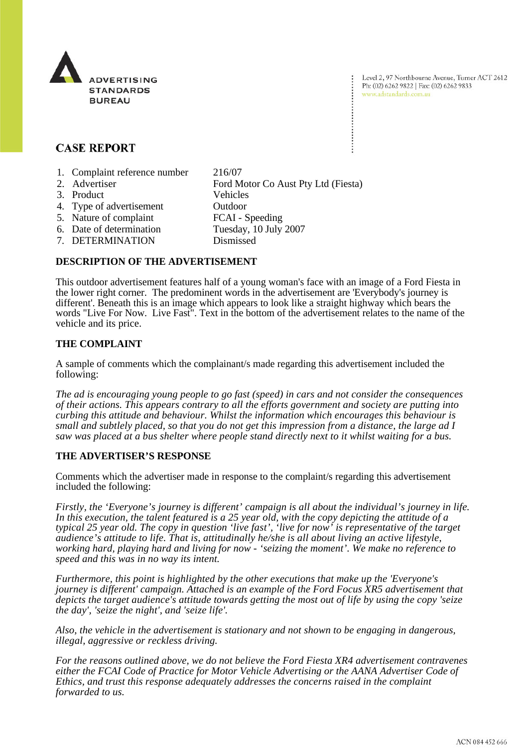ADVERTISING STANDARDS BUREAU

Level 2, 97 Northbourne Avenue, Turner ACT 2612
Ph: (02) 6262 9822 | Fax: (02) 6262 9833
www.adstandards.com.au

# CASE REPORT

1. Complaint reference number — 216/07
2. Advertiser — Ford Motor Co Aust Pty Ltd (Fiesta)
3. Product — Vehicles
4. Type of advertisement — Outdoor
5. Nature of complaint — FCAI - Speeding
6. Date of determination — Tuesday, 10 July 2007
7. DETERMINATION — Dismissed

## DESCRIPTION OF THE ADVERTISEMENT

This outdoor advertisement features half of a young woman's face with an image of a Ford Fiesta in the lower right corner. The predominent words in the advertisement are 'Everybody's journey is different'. Beneath this is an image which appears to look like a straight highway which bears the words "Live For Now. Live Fast". Text in the bottom of the advertisement relates to the name of the vehicle and its price.

## THE COMPLAINT

A sample of comments which the complainant/s made regarding this advertisement included the following:

*The ad is encouraging young people to go fast (speed) in cars and not consider the consequences of their actions. This appears contrary to all the efforts government and society are putting into curbing this attitude and behaviour. Whilst the information which encourages this behaviour is small and subtlely placed, so that you do not get this impression from a distance, the large ad I saw was placed at a bus shelter where people stand directly next to it whilst waiting for a bus.*

## THE ADVERTISER'S RESPONSE

Comments which the advertiser made in response to the complaint/s regarding this advertisement included the following:

*Firstly, the 'Everyone's journey is different' campaign is all about the individual's journey in life. In this execution, the talent featured is a 25 year old, with the copy depicting the attitude of a typical 25 year old. The copy in question 'live fast', 'live for now' is representative of the target audience's attitude to life. That is, attitudinally he/she is all about living an active lifestyle, working hard, playing hard and living for now - 'seizing the moment'. We make no reference to speed and this was in no way its intent.*

*Furthermore, this point is highlighted by the other executions that make up the 'Everyone's journey is different' campaign. Attached is an example of the Ford Focus XR5 advertisement that depicts the target audience's attitude towards getting the most out of life by using the copy 'seize the day', 'seize the night', and 'seize life'.*

*Also, the vehicle in the advertisement is stationary and not shown to be engaging in dangerous, illegal, aggressive or reckless driving.*

*For the reasons outlined above, we do not believe the Ford Fiesta XR4 advertisement contravenes either the FCAI Code of Practice for Motor Vehicle Advertising or the AANA Advertiser Code of Ethics, and trust this response adequately addresses the concerns raised in the complaint forwarded to us.*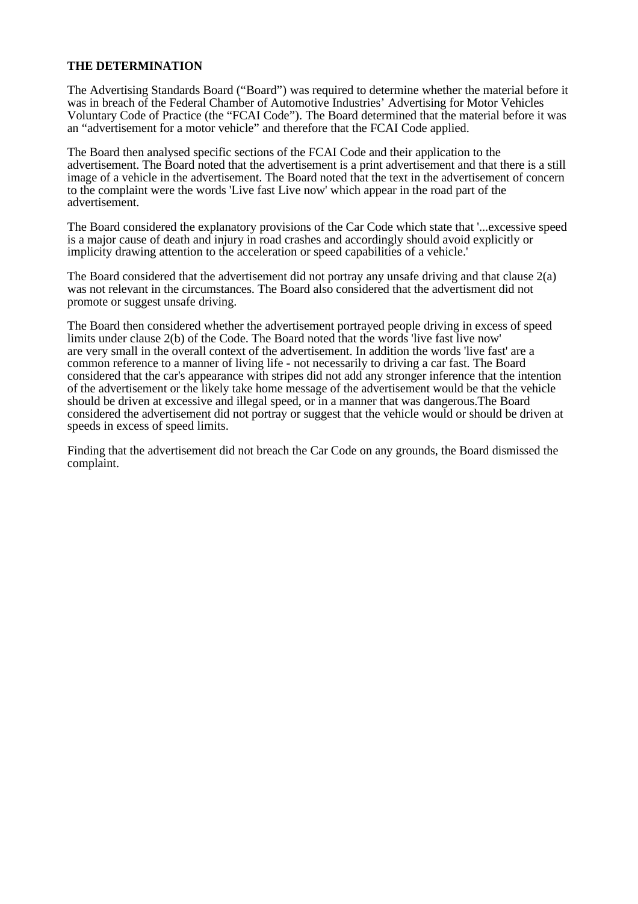**THE DETERMINATION**

The Advertising Standards Board ("Board") was required to determine whether the material before it was in breach of the Federal Chamber of Automotive Industries' Advertising for Motor Vehicles Voluntary Code of Practice (the "FCAI Code"). The Board determined that the material before it was an "advertisement for a motor vehicle" and therefore that the FCAI Code applied.

The Board then analysed specific sections of the FCAI Code and their application to the advertisement. The Board noted that the advertisement is a print advertisement and that there is a still image of a vehicle in the advertisement. The Board noted that the text in the advertisement of concern to the complaint were the words 'Live fast Live now' which appear in the road part of the advertisement.

The Board considered the explanatory provisions of the Car Code which state that '...excessive speed is a major cause of death and injury in road crashes and accordingly should avoid explicitly or implicity drawing attention to the acceleration or speed capabilities of a vehicle.'

The Board considered that the advertisement did not portray any unsafe driving and that clause 2(a) was not relevant in the circumstances. The Board also considered that the advertisment did not promote or suggest unsafe driving.

The Board then considered whether the advertisement portrayed people driving in excess of speed limits under clause 2(b) of the Code. The Board noted that the words 'live fast live now' are very small in the overall context of the advertisement. In addition the words 'live fast' are a common reference to a manner of living life - not necessarily to driving a car fast. The Board considered that the car's appearance with stripes did not add any stronger inference that the intention of the advertisement or the likely take home message of the advertisement would be that the vehicle should be driven at excessive and illegal speed, or in a manner that was dangerous.The Board considered the advertisement did not portray or suggest that the vehicle would or should be driven at speeds in excess of speed limits.

Finding that the advertisement did not breach the Car Code on any grounds, the Board dismissed the complaint.